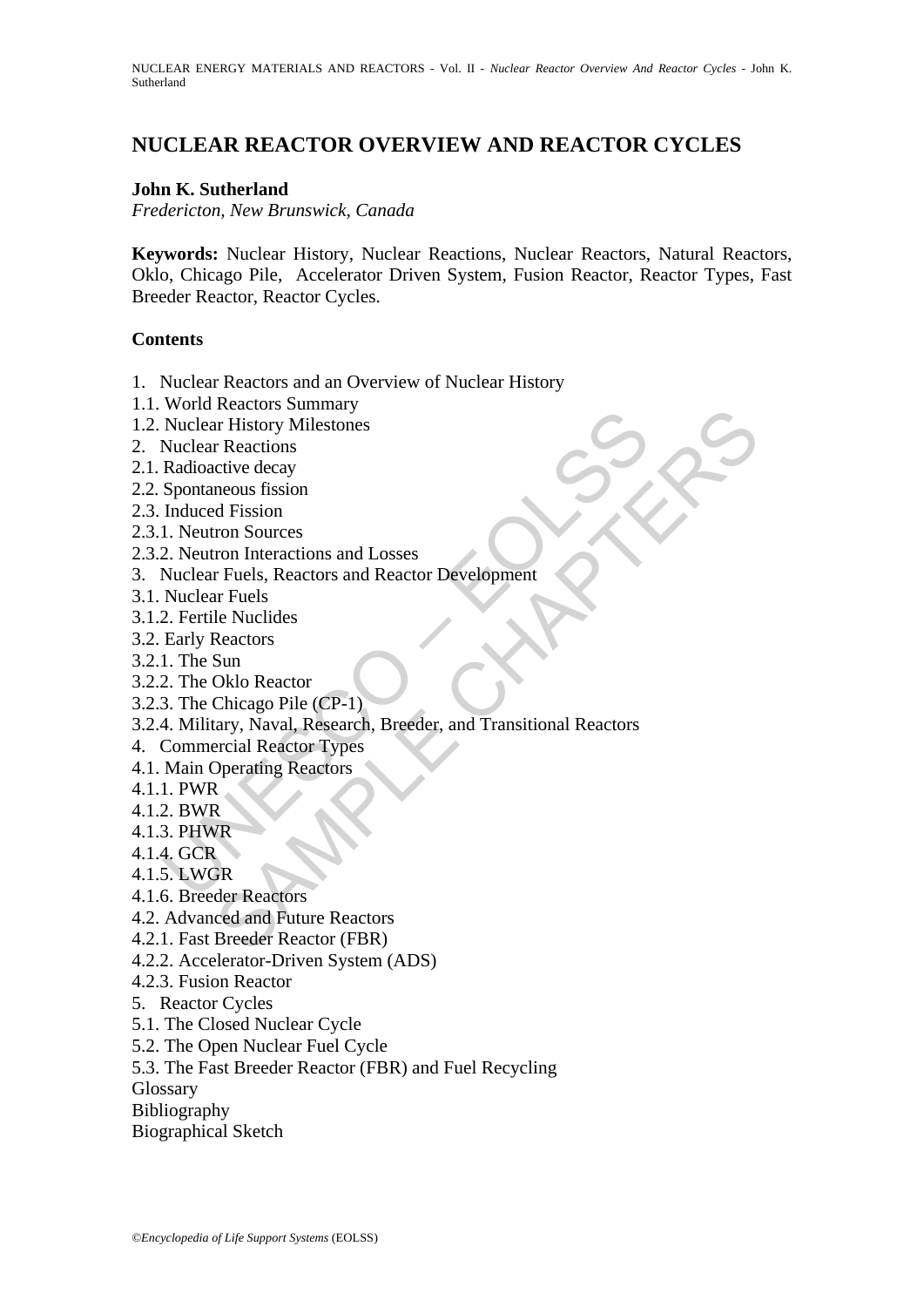# NUCLEAR REACTOR OVERVIEW AND REACTOR CYCLES

**John K. Sutherland**

*Fredericton, New Brunswick, Canada*

**Keywords:** Nuclear History, Nuclear Reactions, Nuclear Reactors, Natural Reactors, Oklo, Chicago Pile, Accelerator Driven System, Fusion Reactor, Reactor Types, Fast Breeder Reactor, Reactor Cycles.

**Contents**

1. Nuclear Reactors and an Overview of Nuclear History
1.1. World Reactors Summary
1.2. Nuclear History Milestones
2. Nuclear Reactions
2.1. Radioactive decay
2.2. Spontaneous fission
2.3. Induced Fission
2.3.1. Neutron Sources
2.3.2. Neutron Interactions and Losses
3. Nuclear Fuels, Reactors and Reactor Development
3.1. Nuclear Fuels
3.1.2. Fertile Nuclides
3.2. Early Reactors
3.2.1. The Sun
3.2.2. The Oklo Reactor
3.2.3. The Chicago Pile (CP-1)
3.2.4. Military, Naval, Research, Breeder, and Transitional Reactors
4. Commercial Reactor Types
4.1. Main Operating Reactors
4.1.1. PWR
4.1.2. BWR
4.1.3. PHWR
4.1.4. GCR
4.1.5. LWGR
4.1.6. Breeder Reactors
4.2. Advanced and Future Reactors
4.2.1. Fast Breeder Reactor (FBR)
4.2.2. Accelerator-Driven System (ADS)
4.2.3. Fusion Reactor
5. Reactor Cycles
5.1. The Closed Nuclear Cycle
5.2. The Open Nuclear Fuel Cycle
5.3. The Fast Breeder Reactor (FBR) and Fuel Recycling

Glossary

Bibliography

Biographical Sketch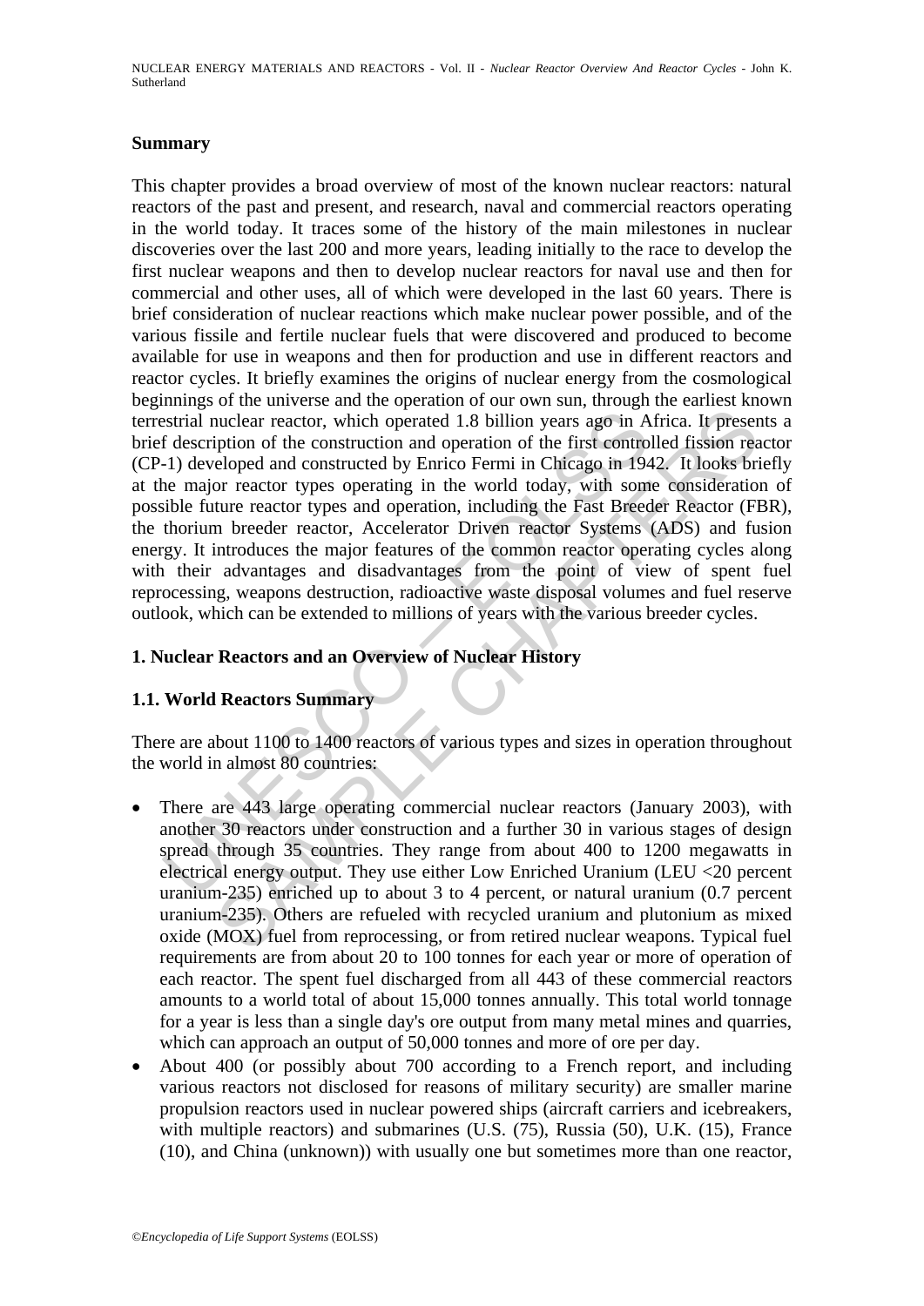## Summary

This chapter provides a broad overview of most of the known nuclear reactors: natural reactors of the past and present, and research, naval and commercial reactors operating in the world today. It traces some of the history of the main milestones in nuclear discoveries over the last 200 and more years, leading initially to the race to develop the first nuclear weapons and then to develop nuclear reactors for naval use and then for commercial and other uses, all of which were developed in the last 60 years. There is brief consideration of nuclear reactions which make nuclear power possible, and of the various fissile and fertile nuclear fuels that were discovered and produced to become available for use in weapons and then for production and use in different reactors and reactor cycles. It briefly examines the origins of nuclear energy from the cosmological beginnings of the universe and the operation of our own sun, through the earliest known terrestrial nuclear reactor, which operated 1.8 billion years ago in Africa. It presents a brief description of the construction and operation of the first controlled fission reactor (CP-1) developed and constructed by Enrico Fermi in Chicago in 1942. It looks briefly at the major reactor types operating in the world today, with some consideration of possible future reactor types and operation, including the Fast Breeder Reactor (FBR), the thorium breeder reactor, Accelerator Driven reactor Systems (ADS) and fusion energy. It introduces the major features of the common reactor operating cycles along with their advantages and disadvantages from the point of view of spent fuel reprocessing, weapons destruction, radioactive waste disposal volumes and fuel reserve outlook, which can be extended to millions of years with the various breeder cycles.

## 1. Nuclear Reactors and an Overview of Nuclear History

### 1.1. World Reactors Summary

There are about 1100 to 1400 reactors of various types and sizes in operation throughout the world in almost 80 countries:

- There are 443 large operating commercial nuclear reactors (January 2003), with another 30 reactors under construction and a further 30 in various stages of design spread through 35 countries. They range from about 400 to 1200 megawatts in electrical energy output. They use either Low Enriched Uranium (LEU <20 percent uranium-235) enriched up to about 3 to 4 percent, or natural uranium (0.7 percent uranium-235). Others are refueled with recycled uranium and plutonium as mixed oxide (MOX) fuel from reprocessing, or from retired nuclear weapons. Typical fuel requirements are from about 20 to 100 tonnes for each year or more of operation of each reactor. The spent fuel discharged from all 443 of these commercial reactors amounts to a world total of about 15,000 tonnes annually. This total world tonnage for a year is less than a single day's ore output from many metal mines and quarries, which can approach an output of 50,000 tonnes and more of ore per day.
- About 400 (or possibly about 700 according to a French report, and including various reactors not disclosed for reasons of military security) are smaller marine propulsion reactors used in nuclear powered ships (aircraft carriers and icebreakers, with multiple reactors) and submarines (U.S. (75), Russia (50), U.K. (15), France (10), and China (unknown)) with usually one but sometimes more than one reactor,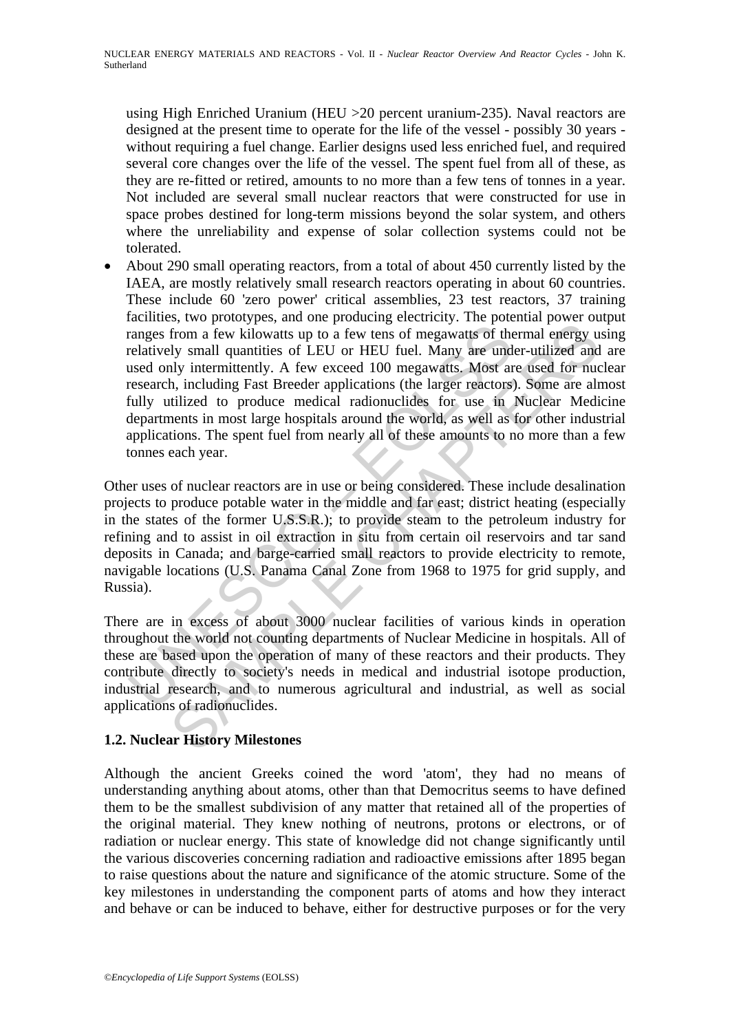using High Enriched Uranium (HEU >20 percent uranium-235). Naval reactors are designed at the present time to operate for the life of the vessel - possibly 30 years - without requiring a fuel change. Earlier designs used less enriched fuel, and required several core changes over the life of the vessel. The spent fuel from all of these, as they are re-fitted or retired, amounts to no more than a few tens of tonnes in a year. Not included are several small nuclear reactors that were constructed for use in space probes destined for long-term missions beyond the solar system, and others where the unreliability and expense of solar collection systems could not be tolerated.

- About 290 small operating reactors, from a total of about 450 currently listed by the IAEA, are mostly relatively small research reactors operating in about 60 countries. These include 60 'zero power' critical assemblies, 23 test reactors, 37 training facilities, two prototypes, and one producing electricity. The potential power output ranges from a few kilowatts up to a few tens of megawatts of thermal energy using relatively small quantities of LEU or HEU fuel. Many are under-utilized and are used only intermittently. A few exceed 100 megawatts. Most are used for nuclear research, including Fast Breeder applications (the larger reactors). Some are almost fully utilized to produce medical radionuclides for use in Nuclear Medicine departments in most large hospitals around the world, as well as for other industrial applications. The spent fuel from nearly all of these amounts to no more than a few tonnes each year.

Other uses of nuclear reactors are in use or being considered. These include desalination projects to produce potable water in the middle and far east; district heating (especially in the states of the former U.S.S.R.); to provide steam to the petroleum industry for refining and to assist in oil extraction in situ from certain oil reservoirs and tar sand deposits in Canada; and barge-carried small reactors to provide electricity to remote, navigable locations (U.S. Panama Canal Zone from 1968 to 1975 for grid supply, and Russia).

There are in excess of about 3000 nuclear facilities of various kinds in operation throughout the world not counting departments of Nuclear Medicine in hospitals. All of these are based upon the operation of many of these reactors and their products. They contribute directly to society's needs in medical and industrial isotope production, industrial research, and to numerous agricultural and industrial, as well as social applications of radionuclides.

### 1.2. Nuclear History Milestones

Although the ancient Greeks coined the word 'atom', they had no means of understanding anything about atoms, other than that Democritus seems to have defined them to be the smallest subdivision of any matter that retained all of the properties of the original material. They knew nothing of neutrons, protons or electrons, or of radiation or nuclear energy. This state of knowledge did not change significantly until the various discoveries concerning radiation and radioactive emissions after 1895 began to raise questions about the nature and significance of the atomic structure. Some of the key milestones in understanding the component parts of atoms and how they interact and behave or can be induced to behave, either for destructive purposes or for the very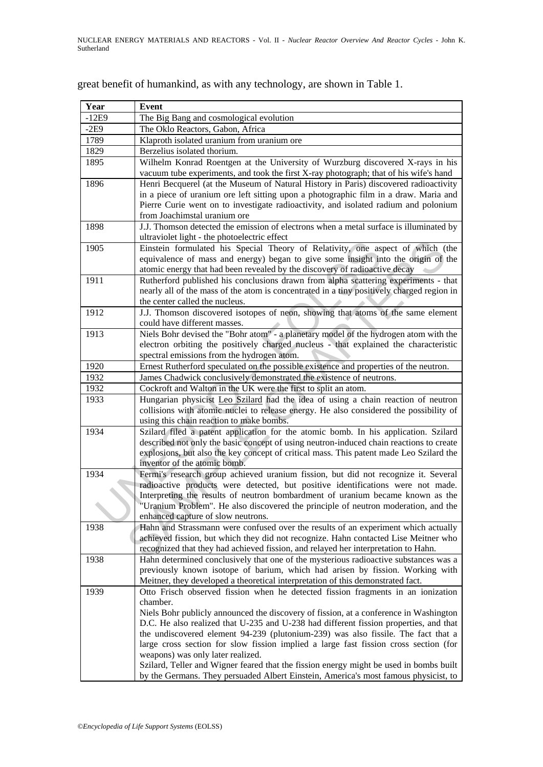great benefit of humankind, as with any technology, are shown in Table 1.

| Year | Event |
|---|---|
| -12E9 | The Big Bang and cosmological evolution |
| -2E9 | The Oklo Reactors, Gabon, Africa |
| 1789 | Klaproth isolated uranium from uranium ore |
| 1829 | Berzelius isolated thorium. |
| 1895 | Wilhelm Konrad Roentgen at the University of Wurzburg discovered X-rays in his vacuum tube experiments, and took the first X-ray photograph; that of his wife's hand |
| 1896 | Henri Becquerel (at the Museum of Natural History in Paris) discovered radioactivity in a piece of uranium ore left sitting upon a photographic film in a draw. Maria and Pierre Curie went on to investigate radioactivity, and isolated radium and polonium from Joachimstal uranium ore |
| 1898 | J.J. Thomson detected the emission of electrons when a metal surface is illuminated by ultraviolet light - the photoelectric effect |
| 1905 | Einstein formulated his Special Theory of Relativity, one aspect of which (the equivalence of mass and energy) began to give some insight into the origin of the atomic energy that had been revealed by the discovery of radioactive decay |
| 1911 | Rutherford published his conclusions drawn from alpha scattering experiments - that nearly all of the mass of the atom is concentrated in a tiny positively charged region in the center called the nucleus. |
| 1912 | J.J. Thomson discovered isotopes of neon, showing that atoms of the same element could have different masses. |
| 1913 | Niels Bohr devised the "Bohr atom" - a planetary model of the hydrogen atom with the electron orbiting the positively charged nucleus - that explained the characteristic spectral emissions from the hydrogen atom. |
| 1920 | Ernest Rutherford speculated on the possible existence and properties of the neutron. |
| 1932 | James Chadwick conclusively demonstrated the existence of neutrons. |
| 1932 | Cockroft and Walton in the UK were the first to split an atom. |
| 1933 | Hungarian physicist Leo Szilard had the idea of using a chain reaction of neutron collisions with atomic nuclei to release energy. He also considered the possibility of using this chain reaction to make bombs. |
| 1934 | Szilard filed a patent application for the atomic bomb. In his application. Szilard described not only the basic concept of using neutron-induced chain reactions to create explosions, but also the key concept of critical mass. This patent made Leo Szilard the inventor of the atomic bomb. |
| 1934 | Fermi's research group achieved uranium fission, but did not recognize it. Several radioactive products were detected, but positive identifications were not made. Interpreting the results of neutron bombardment of uranium became known as the "Uranium Problem". He also discovered the principle of neutron moderation, and the enhanced capture of slow neutrons. |
| 1938 | Hahn and Strassmann were confused over the results of an experiment which actually achieved fission, but which they did not recognize. Hahn contacted Lise Meitner who recognized that they had achieved fission, and relayed her interpretation to Hahn. |
| 1938 | Hahn determined conclusively that one of the mysterious radioactive substances was a previously known isotope of barium, which had arisen by fission. Working with Meitner, they developed a theoretical interpretation of this demonstrated fact. |
| 1939 | Otto Frisch observed fission when he detected fission fragments in an ionization chamber.<br>Niels Bohr publicly announced the discovery of fission, at a conference in Washington D.C. He also realized that U-235 and U-238 had different fission properties, and that the undiscovered element 94-239 (plutonium-239) was also fissile. The fact that a large cross section for slow fission implied a large fast fission cross section (for weapons) was only later realized.<br>Szilard, Teller and Wigner feared that the fission energy might be used in bombs built by the Germans. They persuaded Albert Einstein, America's most famous physicist, to |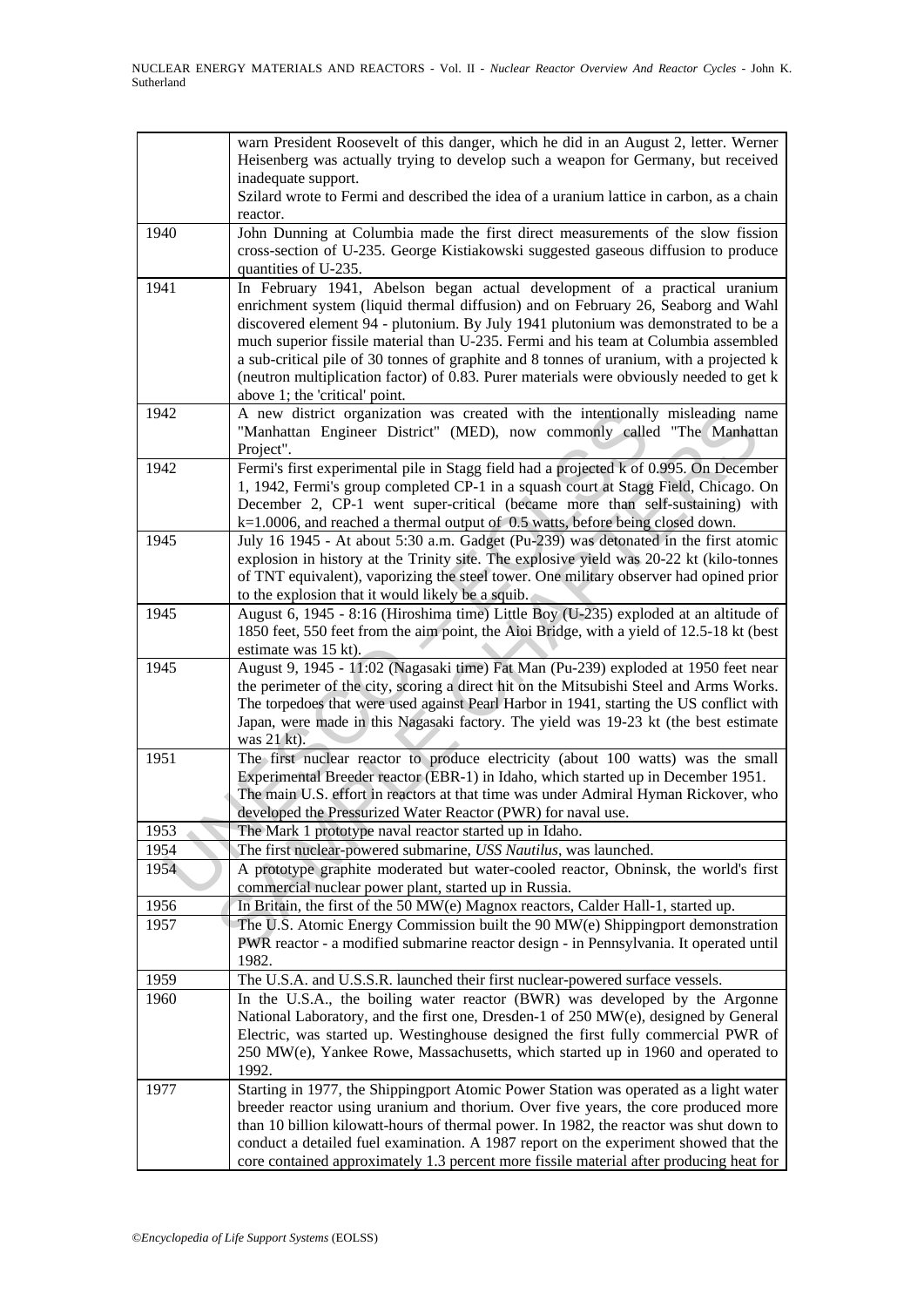| | |
|---|---|
| | warn President Roosevelt of this danger, which he did in an August 2, letter. Werner Heisenberg was actually trying to develop such a weapon for Germany, but received inadequate support. Szilard wrote to Fermi and described the idea of a uranium lattice in carbon, as a chain reactor. |
| 1940 | John Dunning at Columbia made the first direct measurements of the slow fission cross-section of U-235. George Kistiakowski suggested gaseous diffusion to produce quantities of U-235. |
| 1941 | In February 1941, Abelson began actual development of a practical uranium enrichment system (liquid thermal diffusion) and on February 26, Seaborg and Wahl discovered element 94 - plutonium. By July 1941 plutonium was demonstrated to be a much superior fissile material than U-235. Fermi and his team at Columbia assembled a sub-critical pile of 30 tonnes of graphite and 8 tonnes of uranium, with a projected k (neutron multiplication factor) of 0.83. Purer materials were obviously needed to get k above 1; the 'critical' point. |
| 1942 | A new district organization was created with the intentionally misleading name "Manhattan Engineer District" (MED), now commonly called "The Manhattan Project". |
| 1942 | Fermi's first experimental pile in Stagg field had a projected k of 0.995. On December 1, 1942, Fermi's group completed CP-1 in a squash court at Stagg Field, Chicago. On December 2, CP-1 went super-critical (became more than self-sustaining) with k=1.0006, and reached a thermal output of 0.5 watts, before being closed down. |
| 1945 | July 16 1945 - At about 5:30 a.m. Gadget (Pu-239) was detonated in the first atomic explosion in history at the Trinity site. The explosive yield was 20-22 kt (kilo-tonnes of TNT equivalent), vaporizing the steel tower. One military observer had opined prior to the explosion that it would likely be a squib. |
| 1945 | August 6, 1945 - 8:16 (Hiroshima time) Little Boy (U-235) exploded at an altitude of 1850 feet, 550 feet from the aim point, the Aioi Bridge, with a yield of 12.5-18 kt (best estimate was 15 kt). |
| 1945 | August 9, 1945 - 11:02 (Nagasaki time) Fat Man (Pu-239) exploded at 1950 feet near the perimeter of the city, scoring a direct hit on the Mitsubishi Steel and Arms Works. The torpedoes that were used against Pearl Harbor in 1941, starting the US conflict with Japan, were made in this Nagasaki factory. The yield was 19-23 kt (the best estimate was 21 kt). |
| 1951 | The first nuclear reactor to produce electricity (about 100 watts) was the small Experimental Breeder reactor (EBR-1) in Idaho, which started up in December 1951. The main U.S. effort in reactors at that time was under Admiral Hyman Rickover, who developed the Pressurized Water Reactor (PWR) for naval use. |
| 1953 | The Mark 1 prototype naval reactor started up in Idaho. |
| 1954 | The first nuclear-powered submarine, *USS Nautilus*, was launched. |
| 1954 | A prototype graphite moderated but water-cooled reactor, Obninsk, the world's first commercial nuclear power plant, started up in Russia. |
| 1956 | In Britain, the first of the 50 MW(e) Magnox reactors, Calder Hall-1, started up. |
| 1957 | The U.S. Atomic Energy Commission built the 90 MW(e) Shippingport demonstration PWR reactor - a modified submarine reactor design - in Pennsylvania. It operated until 1982. |
| 1959 | The U.S.A. and U.S.S.R. launched their first nuclear-powered surface vessels. |
| 1960 | In the U.S.A., the boiling water reactor (BWR) was developed by the Argonne National Laboratory, and the first one, Dresden-1 of 250 MW(e), designed by General Electric, was started up. Westinghouse designed the first fully commercial PWR of 250 MW(e), Yankee Rowe, Massachusetts, which started up in 1960 and operated to 1992. |
| 1977 | Starting in 1977, the Shippingport Atomic Power Station was operated as a light water breeder reactor using uranium and thorium. Over five years, the core produced more than 10 billion kilowatt-hours of thermal power. In 1982, the reactor was shut down to conduct a detailed fuel examination. A 1987 report on the experiment showed that the core contained approximately 1.3 percent more fissile material after producing heat for |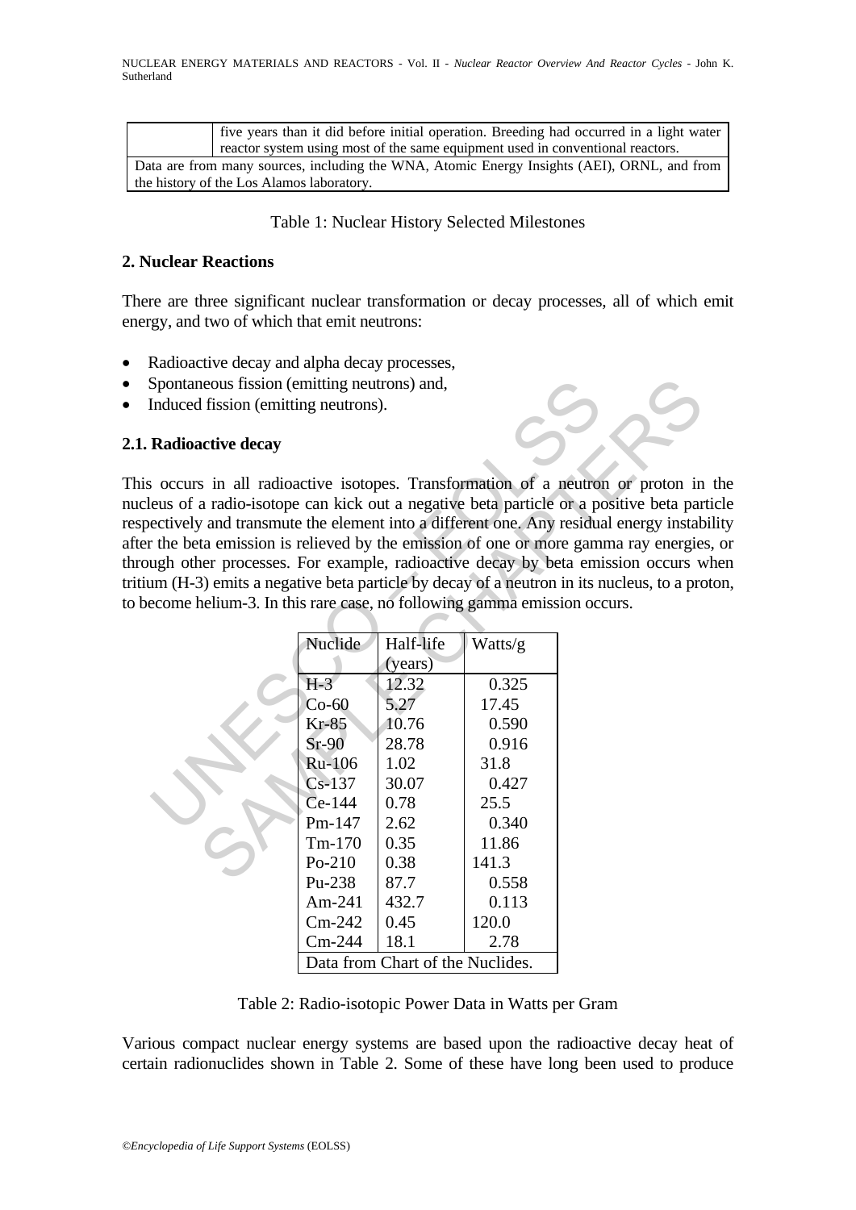|  | five years than it did before initial operation. Breeding had occurred in a light water reactor system using most of the same equipment used in conventional reactors. |
|---|---|
| Data are from many sources, including the WNA, Atomic Energy Insights (AEI), ORNL, and from the history of the Los Alamos laboratory. | |

Table 1: Nuclear History Selected Milestones

## 2. Nuclear Reactions

There are three significant nuclear transformation or decay processes, all of which emit energy, and two of which that emit neutrons:

- Radioactive decay and alpha decay processes,
- Spontaneous fission (emitting neutrons) and,
- Induced fission (emitting neutrons).

### 2.1. Radioactive decay

This occurs in all radioactive isotopes. Transformation of a neutron or proton in the nucleus of a radio-isotope can kick out a negative beta particle or a positive beta particle respectively and transmute the element into a different one. Any residual energy instability after the beta emission is relieved by the emission of one or more gamma ray energies, or through other processes. For example, radioactive decay by beta emission occurs when tritium (H-3) emits a negative beta particle by decay of a neutron in its nucleus, to a proton, to become helium-3. In this rare case, no following gamma emission occurs.

| Nuclide | Half-life (years) | Watts/g |
|---|---|---|
| H-3 | 12.32 | 0.325 |
| Co-60 | 5.27 | 17.45 |
| Kr-85 | 10.76 | 0.590 |
| Sr-90 | 28.78 | 0.916 |
| Ru-106 | 1.02 | 31.8 |
| Cs-137 | 30.07 | 0.427 |
| Ce-144 | 0.78 | 25.5 |
| Pm-147 | 2.62 | 0.340 |
| Tm-170 | 0.35 | 11.86 |
| Po-210 | 0.38 | 141.3 |
| Pu-238 | 87.7 | 0.558 |
| Am-241 | 432.7 | 0.113 |
| Cm-242 | 0.45 | 120.0 |
| Cm-244 | 18.1 | 2.78 |
| Data from Chart of the Nuclides. | | |

Table 2: Radio-isotopic Power Data in Watts per Gram

Various compact nuclear energy systems are based upon the radioactive decay heat of certain radionuclides shown in Table 2. Some of these have long been used to produce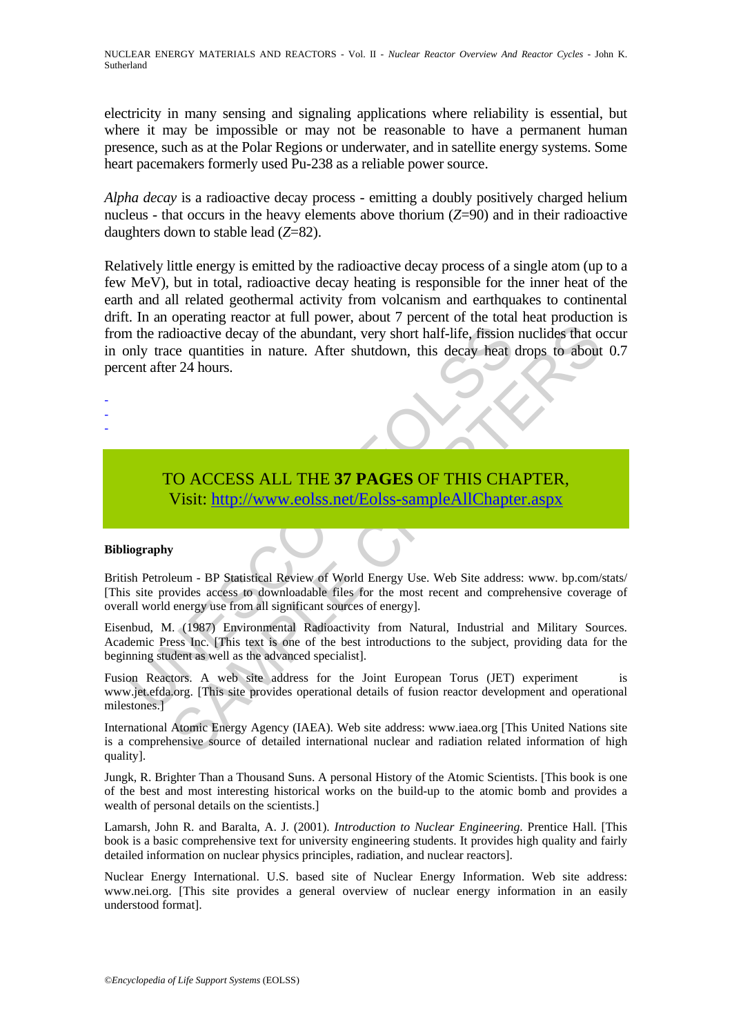electricity in many sensing and signaling applications where reliability is essential, but where it may be impossible or may not be reasonable to have a permanent human presence, such as at the Polar Regions or underwater, and in satellite energy systems. Some heart pacemakers formerly used Pu-238 as a reliable power source.

*Alpha decay* is a radioactive decay process - emitting a doubly positively charged helium nucleus - that occurs in the heavy elements above thorium ($Z$=90) and in their radioactive daughters down to stable lead ($Z$=82).

Relatively little energy is emitted by the radioactive decay process of a single atom (up to a few MeV), but in total, radioactive decay heating is responsible for the inner heat of the earth and all related geothermal activity from volcanism and earthquakes to continental drift. In an operating reactor at full power, about 7 percent of the total heat production is from the radioactive decay of the abundant, very short half-life, fission nuclides that occur in only trace quantities in nature. After shutdown, this decay heat drops to about 0.7 percent after 24 hours.

-
-
-

TO ACCESS ALL THE **37 PAGES** OF THIS CHAPTER,
Visit: http://www.eolss.net/Eolss-sampleAllChapter.aspx

#### Bibliography

British Petroleum - BP Statistical Review of World Energy Use. Web Site address: www. bp.com/stats/ [This site provides access to downloadable files for the most recent and comprehensive coverage of overall world energy use from all significant sources of energy].

Eisenbud, M. (1987) Environmental Radioactivity from Natural, Industrial and Military Sources. Academic Press Inc. [This text is one of the best introductions to the subject, providing data for the beginning student as well as the advanced specialist].

Fusion Reactors. A web site address for the Joint European Torus (JET) experiment is www.jet.efda.org. [This site provides operational details of fusion reactor development and operational milestones.]

International Atomic Energy Agency (IAEA). Web site address: www.iaea.org [This United Nations site is a comprehensive source of detailed international nuclear and radiation related information of high quality].

Jungk, R. Brighter Than a Thousand Suns. A personal History of the Atomic Scientists. [This book is one of the best and most interesting historical works on the build-up to the atomic bomb and provides a wealth of personal details on the scientists.]

Lamarsh, John R. and Baralta, A. J. (2001). *Introduction to Nuclear Engineering.* Prentice Hall. [This book is a basic comprehensive text for university engineering students. It provides high quality and fairly detailed information on nuclear physics principles, radiation, and nuclear reactors].

Nuclear Energy International. U.S. based site of Nuclear Energy Information. Web site address: www.nei.org. [This site provides a general overview of nuclear energy information in an easily understood format].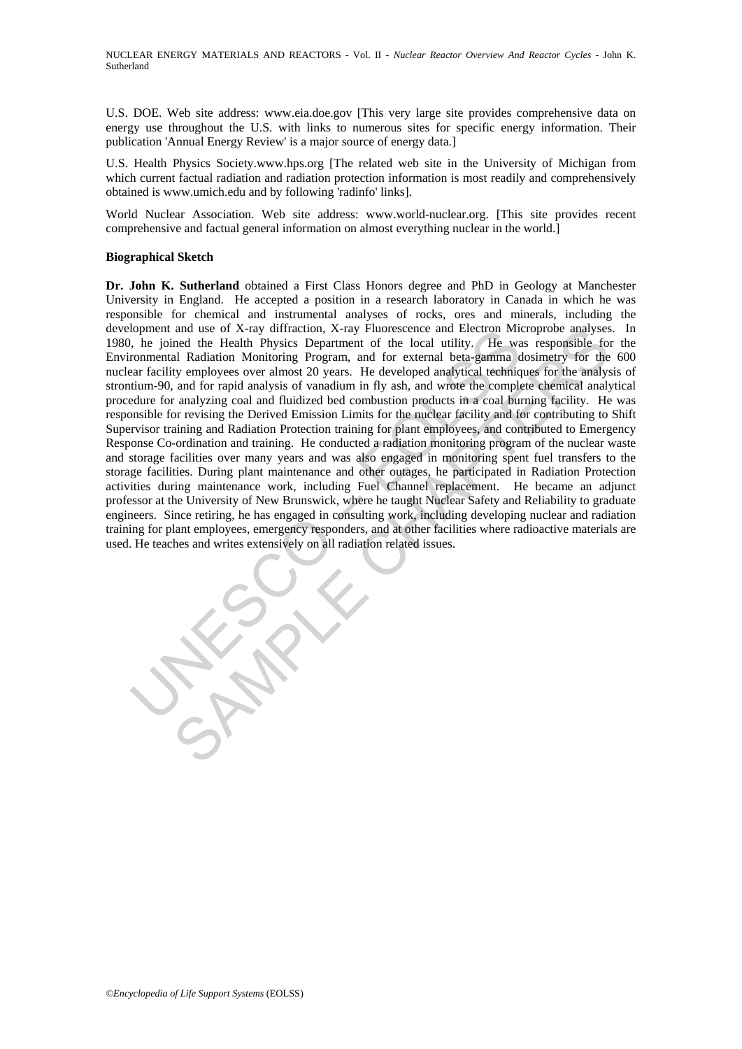U.S. DOE. Web site address: www.eia.doe.gov [This very large site provides comprehensive data on energy use throughout the U.S. with links to numerous sites for specific energy information. Their publication 'Annual Energy Review' is a major source of energy data.]

U.S. Health Physics Society.www.hps.org [The related web site in the University of Michigan from which current factual radiation and radiation protection information is most readily and comprehensively obtained is www.umich.edu and by following 'radinfo' links].

World Nuclear Association. Web site address: www.world-nuclear.org. [This site provides recent comprehensive and factual general information on almost everything nuclear in the world.]

**Biographical Sketch**

**Dr. John K. Sutherland** obtained a First Class Honors degree and PhD in Geology at Manchester University in England. He accepted a position in a research laboratory in Canada in which he was responsible for chemical and instrumental analyses of rocks, ores and minerals, including the development and use of X-ray diffraction, X-ray Fluorescence and Electron Microprobe analyses. In 1980, he joined the Health Physics Department of the local utility. He was responsible for the Environmental Radiation Monitoring Program, and for external beta-gamma dosimetry for the 600 nuclear facility employees over almost 20 years. He developed analytical techniques for the analysis of strontium-90, and for rapid analysis of vanadium in fly ash, and wrote the complete chemical analytical procedure for analyzing coal and fluidized bed combustion products in a coal burning facility. He was responsible for revising the Derived Emission Limits for the nuclear facility and for contributing to Shift Supervisor training and Radiation Protection training for plant employees, and contributed to Emergency Response Co-ordination and training. He conducted a radiation monitoring program of the nuclear waste and storage facilities over many years and was also engaged in monitoring spent fuel transfers to the storage facilities. During plant maintenance and other outages, he participated in Radiation Protection activities during maintenance work, including Fuel Channel replacement. He became an adjunct professor at the University of New Brunswick, where he taught Nuclear Safety and Reliability to graduate engineers. Since retiring, he has engaged in consulting work, including developing nuclear and radiation training for plant employees, emergency responders, and at other facilities where radioactive materials are used. He teaches and writes extensively on all radiation related issues.